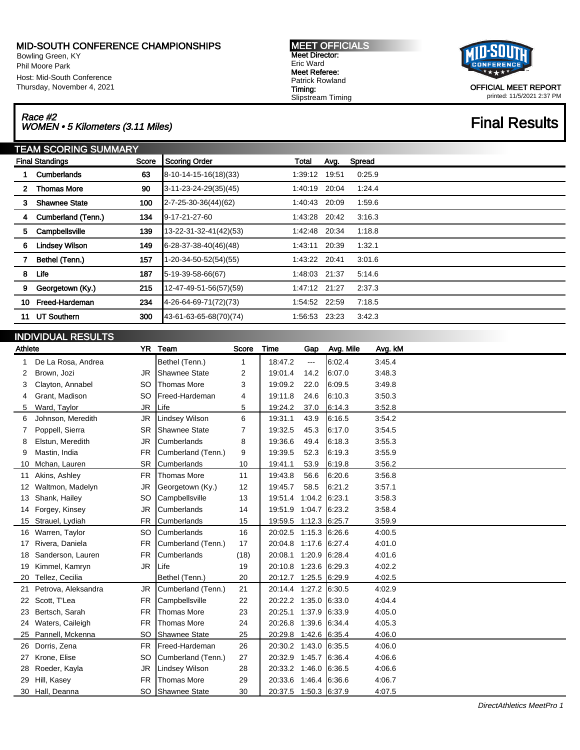# MID-SOUTH CONFERENCE CHAMPIONSHIPS

Bowling Green, KY
Phil Moore Park
Host: Mid-South Conference
Thursday, November 4, 2021

**MEET OFFICIALS**
**Meet Director:** Eric Ward
**Meet Referee:** Patrick Rowland
**Timing:** Slipstream Timing

OFFICIAL MEET REPORT
printed: 11/5/2021 2:37 PM

## *Race #2*
## *WOMEN • 5 Kilometers (3.11 Miles)*

# Final Results

## TEAM SCORING SUMMARY

| Final Standings | | Score | Scoring Order | Total | Avg. | Spread |
|---|---|---|---|---|---|---|
| 1 | Cumberlands | 63 | 8-10-14-15-16(18)(33) | 1:39:12 | 19:51 | 0:25.9 |
| 2 | Thomas More | 90 | 3-11-23-24-29(35)(45) | 1:40:19 | 20:04 | 1:24.4 |
| 3 | Shawnee State | 100 | 2-7-25-30-36(44)(62) | 1:40:43 | 20:09 | 1:59.6 |
| 4 | Cumberland (Tenn.) | 134 | 9-17-21-27-60 | 1:43:28 | 20:42 | 3:16.3 |
| 5 | Campbellsville | 139 | 13-22-31-32-41(42)(53) | 1:42:48 | 20:34 | 1:18.8 |
| 6 | Lindsey Wilson | 149 | 6-28-37-38-40(46)(48) | 1:43:11 | 20:39 | 1:32.1 |
| 7 | Bethel (Tenn.) | 157 | 1-20-34-50-52(54)(55) | 1:43:22 | 20:41 | 3:01.6 |
| 8 | Life | 187 | 5-19-39-58-66(67) | 1:48:03 | 21:37 | 5:14.6 |
| 9 | Georgetown (Ky.) | 215 | 12-47-49-51-56(57)(59) | 1:47:12 | 21:27 | 2:37.3 |
| 10 | Freed-Hardeman | 234 | 4-26-64-69-71(72)(73) | 1:54:52 | 22:59 | 7:18.5 |
| 11 | UT Southern | 300 | 43-61-63-65-68(70)(74) | 1:56:53 | 23:23 | 3:42.3 |

## INDIVIDUAL RESULTS

| | Athlete | YR | Team | Score | Time | Gap | Avg. Mile | Avg. kM |
|---|---|---|---|---|---|---|---|---|
| 1 | De La Rosa, Andrea | | Bethel (Tenn.) | 1 | 18:47.2 | --- | 6:02.4 | 3:45.4 |
| 2 | Brown, Jozi | JR | Shawnee State | 2 | 19:01.4 | 14.2 | 6:07.0 | 3:48.3 |
| 3 | Clayton, Annabel | SO | Thomas More | 3 | 19:09.2 | 22.0 | 6:09.5 | 3:49.8 |
| 4 | Grant, Madison | SO | Freed-Hardeman | 4 | 19:11.8 | 24.6 | 6:10.3 | 3:50.3 |
| 5 | Ward, Taylor | JR | Life | 5 | 19:24.2 | 37.0 | 6:14.3 | 3:52.8 |
| 6 | Johnson, Meredith | JR | Lindsey Wilson | 6 | 19:31.1 | 43.9 | 6:16.5 | 3:54.2 |
| 7 | Poppell, Sierra | SR | Shawnee State | 7 | 19:32.5 | 45.3 | 6:17.0 | 3:54.5 |
| 8 | Elstun, Meredith | JR | Cumberlands | 8 | 19:36.6 | 49.4 | 6:18.3 | 3:55.3 |
| 9 | Mastin, India | FR | Cumberland (Tenn.) | 9 | 19:39.5 | 52.3 | 6:19.3 | 3:55.9 |
| 10 | Mchan, Lauren | SR | Cumberlands | 10 | 19:41.1 | 53.9 | 6:19.8 | 3:56.2 |
| 11 | Akins, Ashley | FR | Thomas More | 11 | 19:43.8 | 56.6 | 6:20.6 | 3:56.8 |
| 12 | Waltmon, Madelyn | JR | Georgetown (Ky.) | 12 | 19:45.7 | 58.5 | 6:21.2 | 3:57.1 |
| 13 | Shank, Hailey | SO | Campbellsville | 13 | 19:51.4 | 1:04.2 | 6:23.1 | 3:58.3 |
| 14 | Forgey, Kinsey | JR | Cumberlands | 14 | 19:51.9 | 1:04.7 | 6:23.2 | 3:58.4 |
| 15 | Strauel, Lydiah | FR | Cumberlands | 15 | 19:59.5 | 1:12.3 | 6:25.7 | 3:59.9 |
| 16 | Warren, Taylor | SO | Cumberlands | 16 | 20:02.5 | 1:15.3 | 6:26.6 | 4:00.5 |
| 17 | Rivera, Daniela | FR | Cumberland (Tenn.) | 17 | 20:04.8 | 1:17.6 | 6:27.4 | 4:01.0 |
| 18 | Sanderson, Lauren | FR | Cumberlands | (18) | 20:08.1 | 1:20.9 | 6:28.4 | 4:01.6 |
| 19 | Kimmel, Kamryn | JR | Life | 19 | 20:10.8 | 1:23.6 | 6:29.3 | 4:02.2 |
| 20 | Tellez, Cecilia | | Bethel (Tenn.) | 20 | 20:12.7 | 1:25.5 | 6:29.9 | 4:02.5 |
| 21 | Petrova, Aleksandra | JR | Cumberland (Tenn.) | 21 | 20:14.4 | 1:27.2 | 6:30.5 | 4:02.9 |
| 22 | Scott, T'Lea | FR | Campbellsville | 22 | 20:22.2 | 1:35.0 | 6:33.0 | 4:04.4 |
| 23 | Bertsch, Sarah | FR | Thomas More | 23 | 20:25.1 | 1:37.9 | 6:33.9 | 4:05.0 |
| 24 | Waters, Caileigh | FR | Thomas More | 24 | 20:26.8 | 1:39.6 | 6:34.4 | 4:05.3 |
| 25 | Pannell, Mckenna | SO | Shawnee State | 25 | 20:29.8 | 1:42.6 | 6:35.4 | 4:06.0 |
| 26 | Dorris, Zena | FR | Freed-Hardeman | 26 | 20:30.2 | 1:43.0 | 6:35.5 | 4:06.0 |
| 27 | Krone, Elise | SO | Cumberland (Tenn.) | 27 | 20:32.9 | 1:45.7 | 6:36.4 | 4:06.6 |
| 28 | Roeder, Kayla | JR | Lindsey Wilson | 28 | 20:33.2 | 1:46.0 | 6:36.5 | 4:06.6 |
| 29 | Hill, Kasey | FR | Thomas More | 29 | 20:33.6 | 1:46.4 | 6:36.6 | 4:06.7 |
| 30 | Hall, Deanna | SO | Shawnee State | 30 | 20:37.5 | 1:50.3 | 6:37.9 | 4:07.5 |

*DirectAthletics MeetPro 1*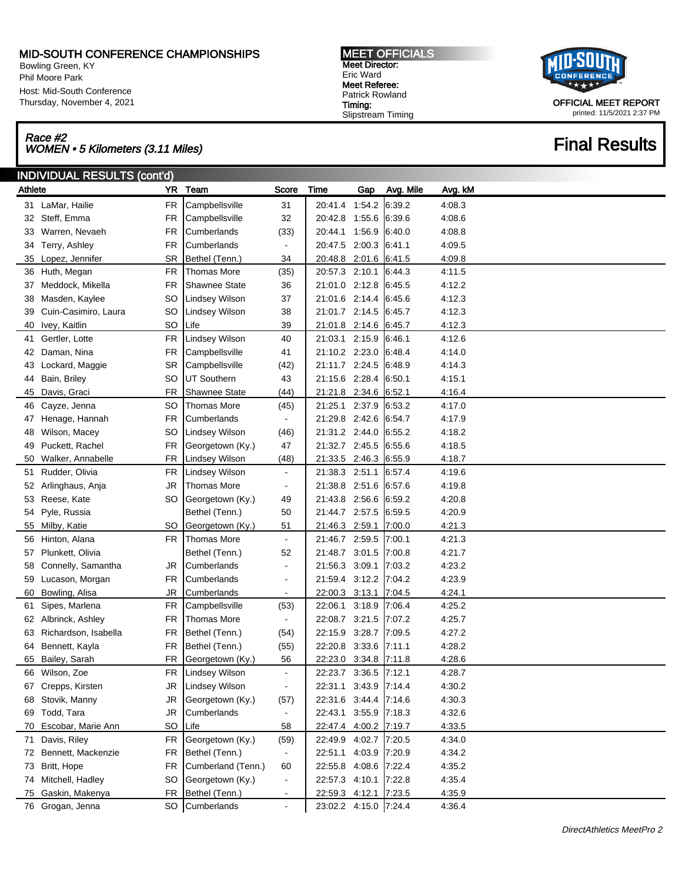# MID-SOUTH CONFERENCE CHAMPIONSHIPS

Bowling Green, KY
Phil Moore Park
Host: Mid-South Conference
Thursday, November 4, 2021

**MEET OFFICIALS**
**Meet Director:** Eric Ward
**Meet Referee:** Patrick Rowland
**Timing:** Slipstream Timing

OFFICIAL MEET REPORT
printed: 11/5/2021 2:37 PM

*Race #2*
*WOMEN • 5 Kilometers (3.11 Miles)*

## Final Results

### INDIVIDUAL RESULTS (cont'd)

| | Athlete | YR | Team | Score | Time | Gap | Avg. Mile | Avg. kM |
|---|---|---|---|---|---|---|---|---|
| 31 | LaMar, Hailie | FR | Campbellsville | 31 | 20:41.4 | 1:54.2 | 6:39.2 | 4:08.3 |
| 32 | Steff, Emma | FR | Campbellsville | 32 | 20:42.8 | 1:55.6 | 6:39.6 | 4:08.6 |
| 33 | Warren, Nevaeh | FR | Cumberlands | (33) | 20:44.1 | 1:56.9 | 6:40.0 | 4:08.8 |
| 34 | Terry, Ashley | FR | Cumberlands | - | 20:47.5 | 2:00.3 | 6:41.1 | 4:09.5 |
| 35 | Lopez, Jennifer | SR | Bethel (Tenn.) | 34 | 20:48.8 | 2:01.6 | 6:41.5 | 4:09.8 |
| 36 | Huth, Megan | FR | Thomas More | (35) | 20:57.3 | 2:10.1 | 6:44.3 | 4:11.5 |
| 37 | Meddock, Mikella | FR | Shawnee State | 36 | 21:01.0 | 2:12.8 | 6:45.5 | 4:12.2 |
| 38 | Masden, Kaylee | SO | Lindsey Wilson | 37 | 21:01.6 | 2:14.4 | 6:45.6 | 4:12.3 |
| 39 | Cuin-Casimiro, Laura | SO | Lindsey Wilson | 38 | 21:01.7 | 2:14.5 | 6:45.7 | 4:12.3 |
| 40 | Ivey, Kaitlin | SO | Life | 39 | 21:01.8 | 2:14.6 | 6:45.7 | 4:12.3 |
| 41 | Gertler, Lotte | FR | Lindsey Wilson | 40 | 21:03.1 | 2:15.9 | 6:46.1 | 4:12.6 |
| 42 | Daman, Nina | FR | Campbellsville | 41 | 21:10.2 | 2:23.0 | 6:48.4 | 4:14.0 |
| 43 | Lockard, Maggie | SR | Campbellsville | (42) | 21:11.7 | 2:24.5 | 6:48.9 | 4:14.3 |
| 44 | Bain, Briley | SO | UT Southern | 43 | 21:15.6 | 2:28.4 | 6:50.1 | 4:15.1 |
| 45 | Davis, Graci | FR | Shawnee State | (44) | 21:21.8 | 2:34.6 | 6:52.1 | 4:16.4 |
| 46 | Cayze, Jenna | SO | Thomas More | (45) | 21:25.1 | 2:37.9 | 6:53.2 | 4:17.0 |
| 47 | Henage, Hannah | FR | Cumberlands | - | 21:29.8 | 2:42.6 | 6:54.7 | 4:17.9 |
| 48 | Wilson, Macey | SO | Lindsey Wilson | (46) | 21:31.2 | 2:44.0 | 6:55.2 | 4:18.2 |
| 49 | Puckett, Rachel | FR | Georgetown (Ky.) | 47 | 21:32.7 | 2:45.5 | 6:55.6 | 4:18.5 |
| 50 | Walker, Annabelle | FR | Lindsey Wilson | (48) | 21:33.5 | 2:46.3 | 6:55.9 | 4:18.7 |
| 51 | Rudder, Olivia | FR | Lindsey Wilson | - | 21:38.3 | 2:51.1 | 6:57.4 | 4:19.6 |
| 52 | Arlinghaus, Anja | JR | Thomas More | - | 21:38.8 | 2:51.6 | 6:57.6 | 4:19.8 |
| 53 | Reese, Kate | SO | Georgetown (Ky.) | 49 | 21:43.8 | 2:56.6 | 6:59.2 | 4:20.8 |
| 54 | Pyle, Russia | | Bethel (Tenn.) | 50 | 21:44.7 | 2:57.5 | 6:59.5 | 4:20.9 |
| 55 | Milby, Katie | SO | Georgetown (Ky.) | 51 | 21:46.3 | 2:59.1 | 7:00.0 | 4:21.3 |
| 56 | Hinton, Alana | FR | Thomas More | - | 21:46.7 | 2:59.5 | 7:00.1 | 4:21.3 |
| 57 | Plunkett, Olivia | | Bethel (Tenn.) | 52 | 21:48.7 | 3:01.5 | 7:00.8 | 4:21.7 |
| 58 | Connelly, Samantha | JR | Cumberlands | - | 21:56.3 | 3:09.1 | 7:03.2 | 4:23.2 |
| 59 | Lucason, Morgan | FR | Cumberlands | - | 21:59.4 | 3:12.2 | 7:04.2 | 4:23.9 |
| 60 | Bowling, Alisa | JR | Cumberlands | - | 22:00.3 | 3:13.1 | 7:04.5 | 4:24.1 |
| 61 | Sipes, Marlena | FR | Campbellsville | (53) | 22:06.1 | 3:18.9 | 7:06.4 | 4:25.2 |
| 62 | Albrinck, Ashley | FR | Thomas More | - | 22:08.7 | 3:21.5 | 7:07.2 | 4:25.7 |
| 63 | Richardson, Isabella | FR | Bethel (Tenn.) | (54) | 22:15.9 | 3:28.7 | 7:09.5 | 4:27.2 |
| 64 | Bennett, Kayla | FR | Bethel (Tenn.) | (55) | 22:20.8 | 3:33.6 | 7:11.1 | 4:28.2 |
| 65 | Bailey, Sarah | FR | Georgetown (Ky.) | 56 | 22:23.0 | 3:34.8 | 7:11.8 | 4:28.6 |
| 66 | Wilson, Zoe | FR | Lindsey Wilson | - | 22:23.7 | 3:36.5 | 7:12.1 | 4:28.7 |
| 67 | Crepps, Kirsten | JR | Lindsey Wilson | - | 22:31.1 | 3:43.9 | 7:14.4 | 4:30.2 |
| 68 | Stovik, Manny | JR | Georgetown (Ky.) | (57) | 22:31.6 | 3:44.4 | 7:14.6 | 4:30.3 |
| 69 | Todd, Tara | JR | Cumberlands | - | 22:43.1 | 3:55.9 | 7:18.3 | 4:32.6 |
| 70 | Escobar, Marie Ann | SO | Life | 58 | 22:47.4 | 4:00.2 | 7:19.7 | 4:33.5 |
| 71 | Davis, Riley | FR | Georgetown (Ky.) | (59) | 22:49.9 | 4:02.7 | 7:20.5 | 4:34.0 |
| 72 | Bennett, Mackenzie | FR | Bethel (Tenn.) | - | 22:51.1 | 4:03.9 | 7:20.9 | 4:34.2 |
| 73 | Britt, Hope | FR | Cumberland (Tenn.) | 60 | 22:55.8 | 4:08.6 | 7:22.4 | 4:35.2 |
| 74 | Mitchell, Hadley | SO | Georgetown (Ky.) | - | 22:57.3 | 4:10.1 | 7:22.8 | 4:35.4 |
| 75 | Gaskin, Makenya | FR | Bethel (Tenn.) | - | 22:59.3 | 4:12.1 | 7:23.5 | 4:35.9 |
| 76 | Grogan, Jenna | SO | Cumberlands | - | 23:02.2 | 4:15.0 | 7:24.4 | 4:36.4 |

*DirectAthletics MeetPro 2*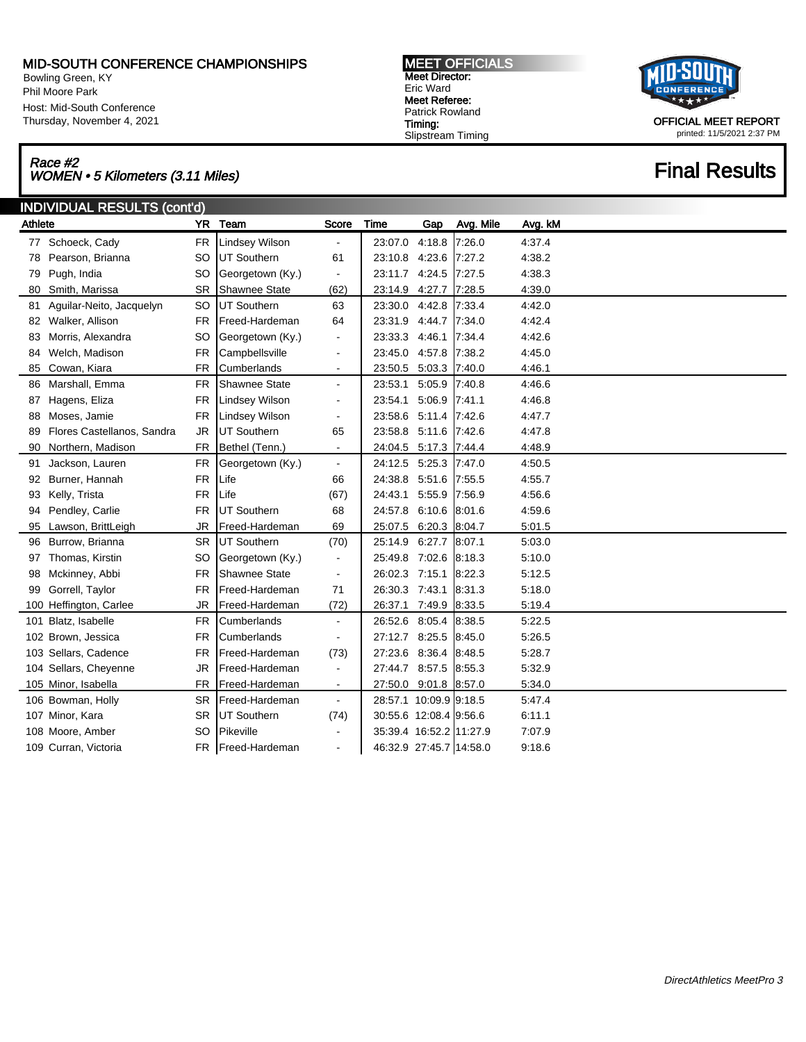MID-SOUTH CONFERENCE CHAMPIONSHIPS
Bowling Green, KY
Phil Moore Park
Host: Mid-South Conference
Thursday, November 4, 2021

**MEET OFFICIALS**
**Meet Director:**
Eric Ward
**Meet Referee:**
Patrick Rowland
**Timing:**
Slipstream Timing

OFFICIAL MEET REPORT
printed: 11/5/2021 2:37 PM

*Race #2*
*WOMEN • 5 Kilometers (3.11 Miles)*

# Final Results

## INDIVIDUAL RESULTS (cont'd)

| Athlete | | YR | Team | Score | Time | Gap | Avg. Mile | Avg. kM |
|---|---|---|---|---|---|---|---|---|
| 77 | Schoeck, Cady | FR | Lindsey Wilson | - | 23:07.0 | 4:18.8 | 7:26.0 | 4:37.4 |
| 78 | Pearson, Brianna | SO | UT Southern | 61 | 23:10.8 | 4:23.6 | 7:27.2 | 4:38.2 |
| 79 | Pugh, India | SO | Georgetown (Ky.) | - | 23:11.7 | 4:24.5 | 7:27.5 | 4:38.3 |
| 80 | Smith, Marissa | SR | Shawnee State | (62) | 23:14.9 | 4:27.7 | 7:28.5 | 4:39.0 |
| 81 | Aguilar-Neito, Jacquelyn | SO | UT Southern | 63 | 23:30.0 | 4:42.8 | 7:33.4 | 4:42.0 |
| 82 | Walker, Allison | FR | Freed-Hardeman | 64 | 23:31.9 | 4:44.7 | 7:34.0 | 4:42.4 |
| 83 | Morris, Alexandra | SO | Georgetown (Ky.) | - | 23:33.3 | 4:46.1 | 7:34.4 | 4:42.6 |
| 84 | Welch, Madison | FR | Campbellsville | - | 23:45.0 | 4:57.8 | 7:38.2 | 4:45.0 |
| 85 | Cowan, Kiara | FR | Cumberlands | - | 23:50.5 | 5:03.3 | 7:40.0 | 4:46.1 |
| 86 | Marshall, Emma | FR | Shawnee State | - | 23:53.1 | 5:05.9 | 7:40.8 | 4:46.6 |
| 87 | Hagens, Eliza | FR | Lindsey Wilson | - | 23:54.1 | 5:06.9 | 7:41.1 | 4:46.8 |
| 88 | Moses, Jamie | FR | Lindsey Wilson | - | 23:58.6 | 5:11.4 | 7:42.6 | 4:47.7 |
| 89 | Flores Castellanos, Sandra | JR | UT Southern | 65 | 23:58.8 | 5:11.6 | 7:42.6 | 4:47.8 |
| 90 | Northern, Madison | FR | Bethel (Tenn.) | - | 24:04.5 | 5:17.3 | 7:44.4 | 4:48.9 |
| 91 | Jackson, Lauren | FR | Georgetown (Ky.) | - | 24:12.5 | 5:25.3 | 7:47.0 | 4:50.5 |
| 92 | Burner, Hannah | FR | Life | 66 | 24:38.8 | 5:51.6 | 7:55.5 | 4:55.7 |
| 93 | Kelly, Trista | FR | Life | (67) | 24:43.1 | 5:55.9 | 7:56.9 | 4:56.6 |
| 94 | Pendley, Carlie | FR | UT Southern | 68 | 24:57.8 | 6:10.6 | 8:01.6 | 4:59.6 |
| 95 | Lawson, BrittLeigh | JR | Freed-Hardeman | 69 | 25:07.5 | 6:20.3 | 8:04.7 | 5:01.5 |
| 96 | Burrow, Brianna | SR | UT Southern | (70) | 25:14.9 | 6:27.7 | 8:07.1 | 5:03.0 |
| 97 | Thomas, Kirstin | SO | Georgetown (Ky.) | - | 25:49.8 | 7:02.6 | 8:18.3 | 5:10.0 |
| 98 | Mckinney, Abbi | FR | Shawnee State | - | 26:02.3 | 7:15.1 | 8:22.3 | 5:12.5 |
| 99 | Gorrell, Taylor | FR | Freed-Hardeman | 71 | 26:30.3 | 7:43.1 | 8:31.3 | 5:18.0 |
| 100 | Heffington, Carlee | JR | Freed-Hardeman | (72) | 26:37.1 | 7:49.9 | 8:33.5 | 5:19.4 |
| 101 | Blatz, Isabelle | FR | Cumberlands | - | 26:52.6 | 8:05.4 | 8:38.5 | 5:22.5 |
| 102 | Brown, Jessica | FR | Cumberlands | - | 27:12.7 | 8:25.5 | 8:45.0 | 5:26.5 |
| 103 | Sellars, Cadence | FR | Freed-Hardeman | (73) | 27:23.6 | 8:36.4 | 8:48.5 | 5:28.7 |
| 104 | Sellars, Cheyenne | JR | Freed-Hardeman | - | 27:44.7 | 8:57.5 | 8:55.3 | 5:32.9 |
| 105 | Minor, Isabella | FR | Freed-Hardeman | - | 27:50.0 | 9:01.8 | 8:57.0 | 5:34.0 |
| 106 | Bowman, Holly | SR | Freed-Hardeman | - | 28:57.1 | 10:09.9 | 9:18.5 | 5:47.4 |
| 107 | Minor, Kara | SR | UT Southern | (74) | 30:55.6 | 12:08.4 | 9:56.6 | 6:11.1 |
| 108 | Moore, Amber | SO | Pikeville | - | 35:39.4 | 16:52.2 | 11:27.9 | 7:07.9 |
| 109 | Curran, Victoria | FR | Freed-Hardeman | - | 46:32.9 | 27:45.7 | 14:58.0 | 9:18.6 |

*DirectAthletics MeetPro 3*